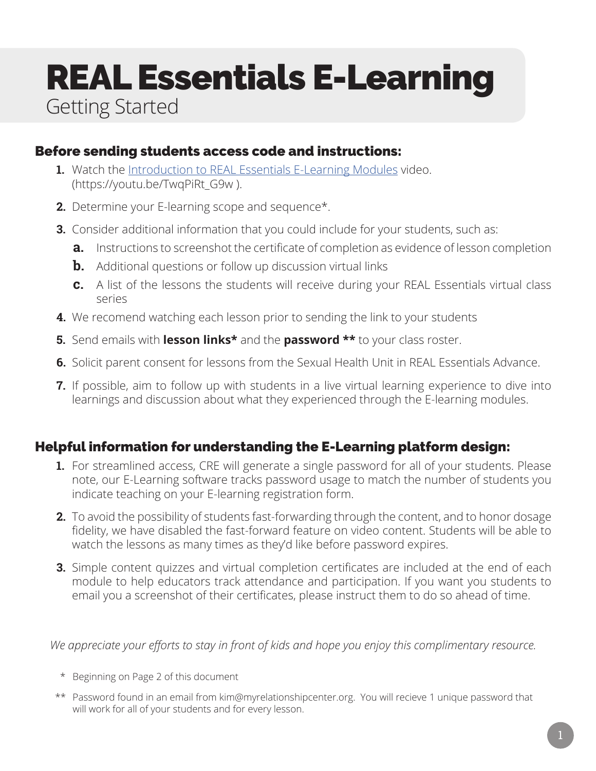# REAL Essentials E-Learning

Getting Started

### Before sending students access code and instructions:

1. Watch the [Introduction to REAL Essentials E-Learning Modules](https://youtu.be/TwqPiRt_G9w) video. (https://youtu.be/TwqPiRt_G9w ).
2. Determine your E-learning scope and sequence*.
3. Consider additional information that you could include for your students, such as:
   a. Instructions to screenshot the certificate of completion as evidence of lesson completion
   b. Additional questions or follow up discussion virtual links
   c. A list of the lessons the students will receive during your REAL Essentials virtual class series
4. We recomend watching each lesson prior to sending the link to your students
5. Send emails with **lesson links*** and the **password **** to your class roster.
6. Solicit parent consent for lessons from the Sexual Health Unit in REAL Essentials Advance.
7. If possible, aim to follow up with students in a live virtual learning experience to dive into learnings and discussion about what they experienced through the E-learning modules.

### Helpful information for understanding the E-Learning platform design:

1. For streamlined access, CRE will generate a single password for all of your students. Please note, our E-Learning software tracks password usage to match the number of students you indicate teaching on your E-learning registration form.
2. To avoid the possibility of students fast-forwarding through the content, and to honor dosage fidelity, we have disabled the fast-forward feature on video content. Students will be able to watch the lessons as many times as they'd like before password expires.
3. Simple content quizzes and virtual completion certificates are included at the end of each module to help educators track attendance and participation. If you want you students to email you a screenshot of their certificates, please instruct them to do so ahead of time.

*We appreciate your efforts to stay in front of kids and hope you enjoy this complimentary resource.*

\* Beginning on Page 2 of this document

\*\* Password found in an email from kim@myrelationshipcenter.org. You will recieve 1 unique password that will work for all of your students and for every lesson.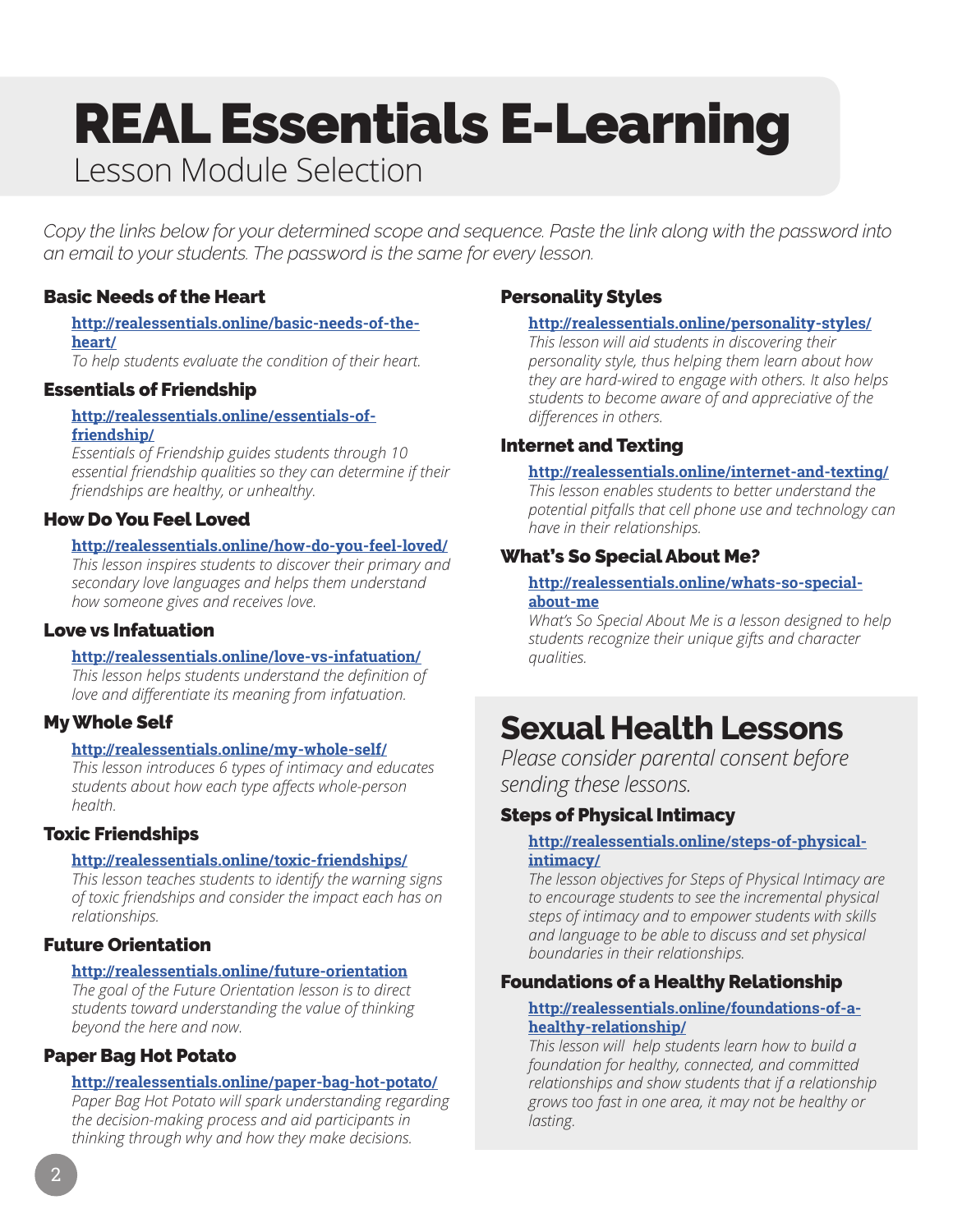# REAL Essentials E-Learning

## Lesson Module Selection

*Copy the links below for your determined scope and sequence. Paste the link along with the password into an email to your students. The password is the same for every lesson.*

### Basic Needs of the Heart

**http://realessentials.online/basic-needs-of-the-heart/**

*To help students evaluate the condition of their heart.*

### Essentials of Friendship

**http://realessentials.online/essentials-of-friendship/**

*Essentials of Friendship guides students through 10 essential friendship qualities so they can determine if their friendships are healthy, or unhealthy.*

### How Do You Feel Loved

**http://realessentials.online/how-do-you-feel-loved/**

*This lesson inspires students to discover their primary and secondary love languages and helps them understand how someone gives and receives love.*

### Love vs Infatuation

**http://realessentials.online/love-vs-infatuation/**

*This lesson helps students understand the definition of love and differentiate its meaning from infatuation.*

### My Whole Self

**http://realessentials.online/my-whole-self/**

*This lesson introduces 6 types of intimacy and educates students about how each type affects whole-person health.*

### Toxic Friendships

**http://realessentials.online/toxic-friendships/**

*This lesson teaches students to identify the warning signs of toxic friendships and consider the impact each has on relationships.*

### Future Orientation

**http://realessentials.online/future-orientation**

*The goal of the Future Orientation lesson is to direct students toward understanding the value of thinking beyond the here and now.*

### Paper Bag Hot Potato

**http://realessentials.online/paper-bag-hot-potato/**

*Paper Bag Hot Potato will spark understanding regarding the decision-making process and aid participants in thinking through why and how they make decisions.*

### Personality Styles

**http://realessentials.online/personality-styles/**

*This lesson will aid students in discovering their personality style, thus helping them learn about how they are hard-wired to engage with others. It also helps students to become aware of and appreciative of the differences in others.*

### Internet and Texting

**http://realessentials.online/internet-and-texting/**

*This lesson enables students to better understand the potential pitfalls that cell phone use and technology can have in their relationships.*

### What's So Special About Me?

**http://realessentials.online/whats-so-special-about-me**

*What's So Special About Me is a lesson designed to help students recognize their unique gifts and character qualities.*

## Sexual Health Lessons

*Please consider parental consent before sending these lessons.*

### Steps of Physical Intimacy

**http://realessentials.online/steps-of-physical-intimacy/**

*The lesson objectives for Steps of Physical Intimacy are to encourage students to see the incremental physical steps of intimacy and to empower students with skills and language to be able to discuss and set physical boundaries in their relationships.*

### Foundations of a Healthy Relationship

**http://realessentials.online/foundations-of-a-healthy-relationship/**

*This lesson will help students learn how to build a foundation for healthy, connected, and committed relationships and show students that if a relationship grows too fast in one area, it may not be healthy or lasting.*